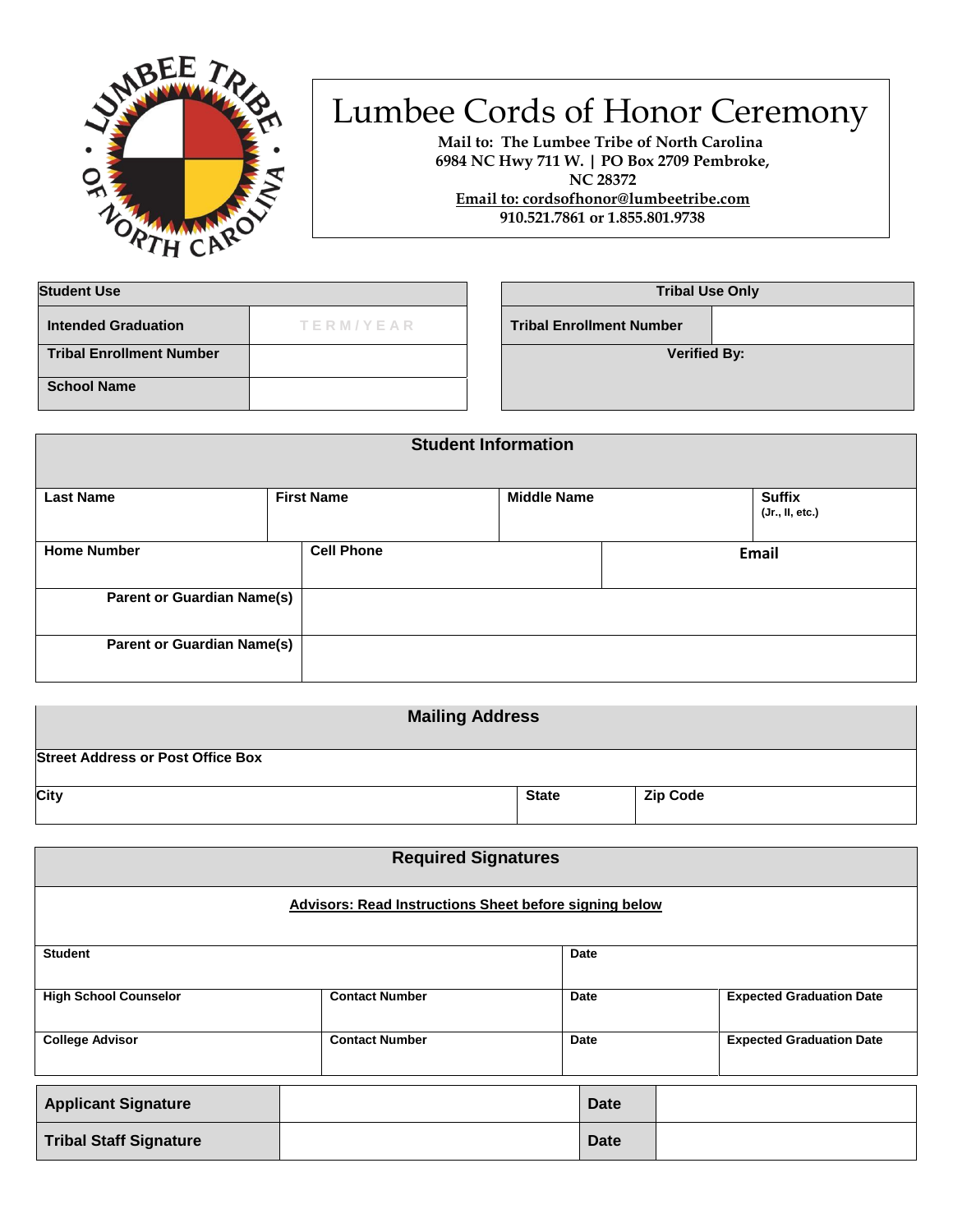# Lumbee Cords of Honor Ceremony

**Mail to: The Lumbee Tribe of North Carolina**
**6984 NC Hwy 711 W. | PO Box 2709 Pembroke, NC 28372**
**Email to: cordsofhonor@lumbeetribe.com**
**910.521.7861 or 1.855.801.9738**

| Student Use | |
|---|---|
| Intended Graduation | TERM/YEAR |
| Tribal Enrollment Number | |
| School Name | |

| Tribal Use Only | |
|---|---|
| Tribal Enrollment Number | |
| Verified By: | |

| Student Information | | | |
|---|---|---|---|
| Last Name | First Name | Middle Name | Suffix (Jr., II, etc.) |
| Home Number | Cell Phone | Email | |
| Parent or Guardian Name(s) | | | |
| Parent or Guardian Name(s) | | | |

| Mailing Address | | |
|---|---|---|
| Street Address or Post Office Box | | |
| City | State | Zip Code |

| Required Signatures | | | |
|---|---|---|---|
| Advisors: Read Instructions Sheet before signing below | | | |
| Student | | Date | |
| High School Counselor | Contact Number | Date | Expected Graduation Date |
| College Advisor | Contact Number | Date | Expected Graduation Date |

| Applicant Signature | | Date | |
|---|---|---|---|
| Tribal Staff Signature | | Date | |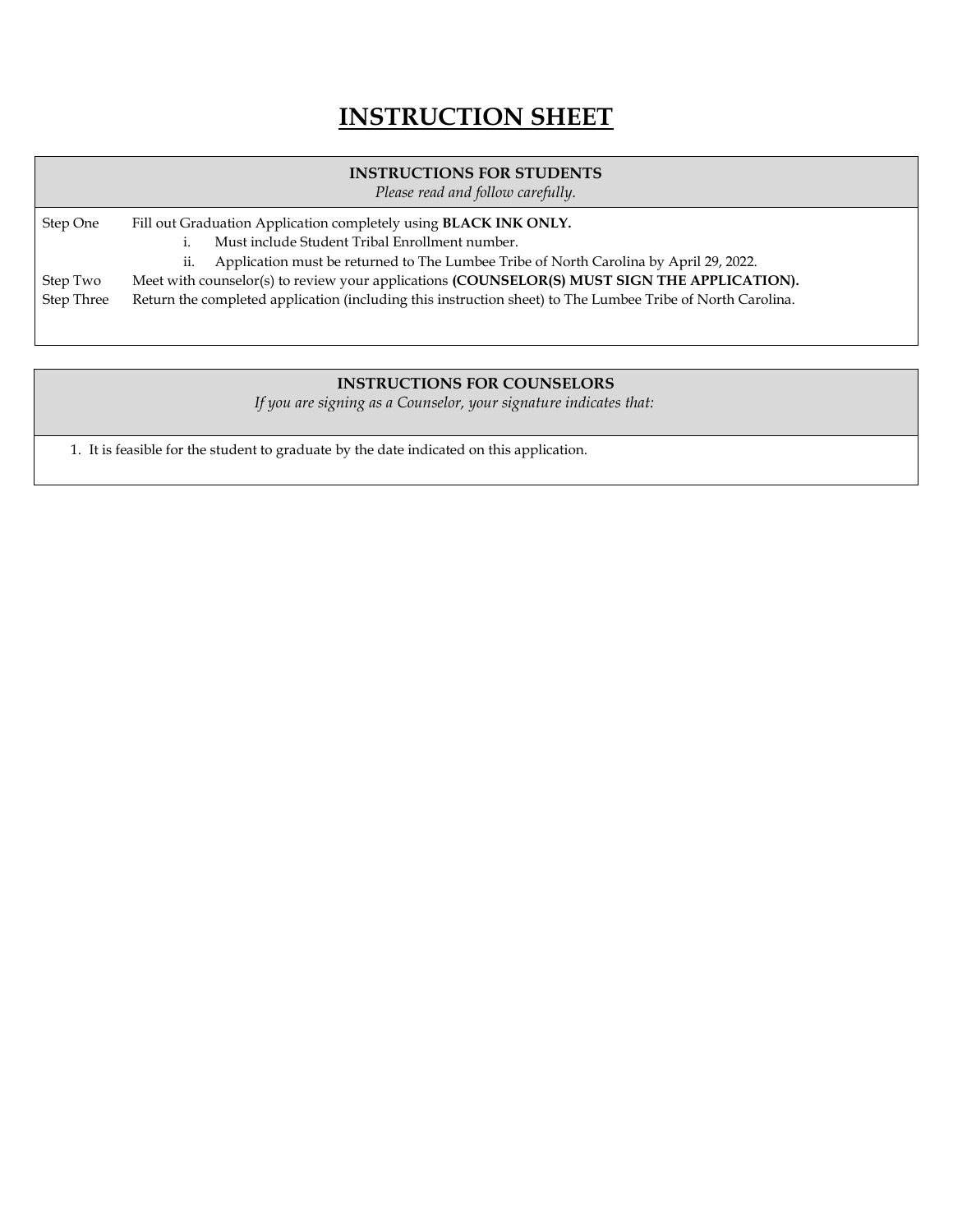# INSTRUCTION SHEET

## INSTRUCTIONS FOR STUDENTS

*Please read and follow carefully.*

Step One — Fill out Graduation Application completely using **BLACK INK ONLY.**

- i. Must include Student Tribal Enrollment number.
- ii. Application must be returned to The Lumbee Tribe of North Carolina by April 29, 2022.

Step Two — Meet with counselor(s) to review your applications **(COUNSELOR(S) MUST SIGN THE APPLICATION).**

Step Three — Return the completed application (including this instruction sheet) to The Lumbee Tribe of North Carolina.

## INSTRUCTIONS FOR COUNSELORS

*If you are signing as a Counselor, your signature indicates that:*

1. It is feasible for the student to graduate by the date indicated on this application.